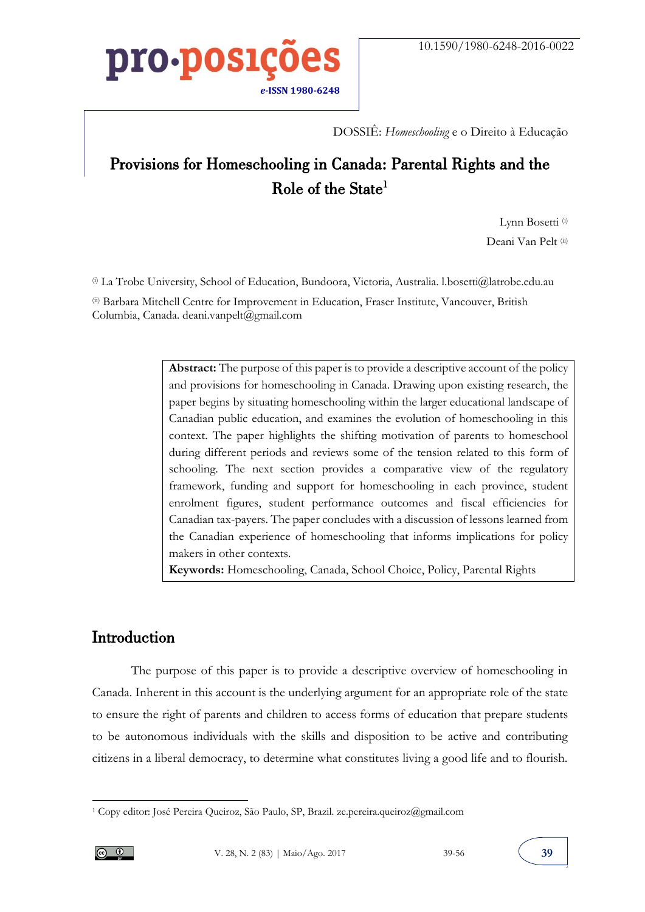10.1590/1980-6248-2016-0022

DOSSIÊ: *Homeschooling* e o Direito à Educação

# Provisions for Homeschooling in Canada: Parental Rights and the Role of the State[1]

Lynn Bosetti [(i)]

Deani Van Pelt [(ii)]

[(i)] La Trobe University, School of Education, Bundoora, Victoria, Australia. l.bosetti@latrobe.edu.au

[(ii)] Barbara Mitchell Centre for Improvement in Education, Fraser Institute, Vancouver, British Columbia, Canada. deani.vanpelt@gmail.com

**Abstract:** The purpose of this paper is to provide a descriptive account of the policy and provisions for homeschooling in Canada. Drawing upon existing research, the paper begins by situating homeschooling within the larger educational landscape of Canadian public education, and examines the evolution of homeschooling in this context. The paper highlights the shifting motivation of parents to homeschool during different periods and reviews some of the tension related to this form of schooling. The next section provides a comparative view of the regulatory framework, funding and support for homeschooling in each province, student enrolment figures, student performance outcomes and fiscal efficiencies for Canadian tax-payers. The paper concludes with a discussion of lessons learned from the Canadian experience of homeschooling that informs implications for policy makers in other contexts.

**Keywords:** Homeschooling, Canada, School Choice, Policy, Parental Rights

## Introduction

The purpose of this paper is to provide a descriptive overview of homeschooling in Canada. Inherent in this account is the underlying argument for an appropriate role of the state to ensure the right of parents and children to access forms of education that prepare students to be autonomous individuals with the skills and disposition to be active and contributing citizens in a liberal democracy, to determine what constitutes living a good life and to flourish.

[1] Copy editor: José Pereira Queiroz, São Paulo, SP, Brazil. ze.pereira.queiroz@gmail.com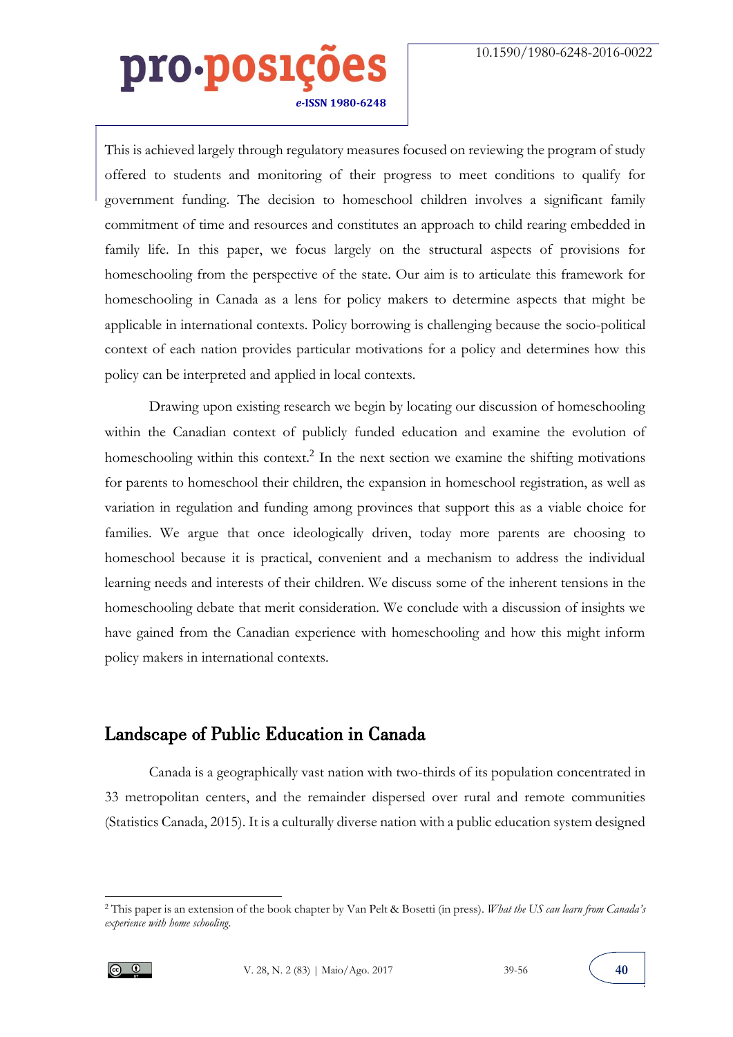This is achieved largely through regulatory measures focused on reviewing the program of study offered to students and monitoring of their progress to meet conditions to qualify for government funding. The decision to homeschool children involves a significant family commitment of time and resources and constitutes an approach to child rearing embedded in family life. In this paper, we focus largely on the structural aspects of provisions for homeschooling from the perspective of the state. Our aim is to articulate this framework for homeschooling in Canada as a lens for policy makers to determine aspects that might be applicable in international contexts. Policy borrowing is challenging because the socio-political context of each nation provides particular motivations for a policy and determines how this policy can be interpreted and applied in local contexts.

Drawing upon existing research we begin by locating our discussion of homeschooling within the Canadian context of publicly funded education and examine the evolution of homeschooling within this context.[2] In the next section we examine the shifting motivations for parents to homeschool their children, the expansion in homeschool registration, as well as variation in regulation and funding among provinces that support this as a viable choice for families. We argue that once ideologically driven, today more parents are choosing to homeschool because it is practical, convenient and a mechanism to address the individual learning needs and interests of their children. We discuss some of the inherent tensions in the homeschooling debate that merit consideration. We conclude with a discussion of insights we have gained from the Canadian experience with homeschooling and how this might inform policy makers in international contexts.

## Landscape of Public Education in Canada

Canada is a geographically vast nation with two-thirds of its population concentrated in 33 metropolitan centers, and the remainder dispersed over rural and remote communities (Statistics Canada, 2015). It is a culturally diverse nation with a public education system designed

---

[2] This paper is an extension of the book chapter by Van Pelt & Bosetti (in press). *What the US can learn from Canada's experience with home schooling*.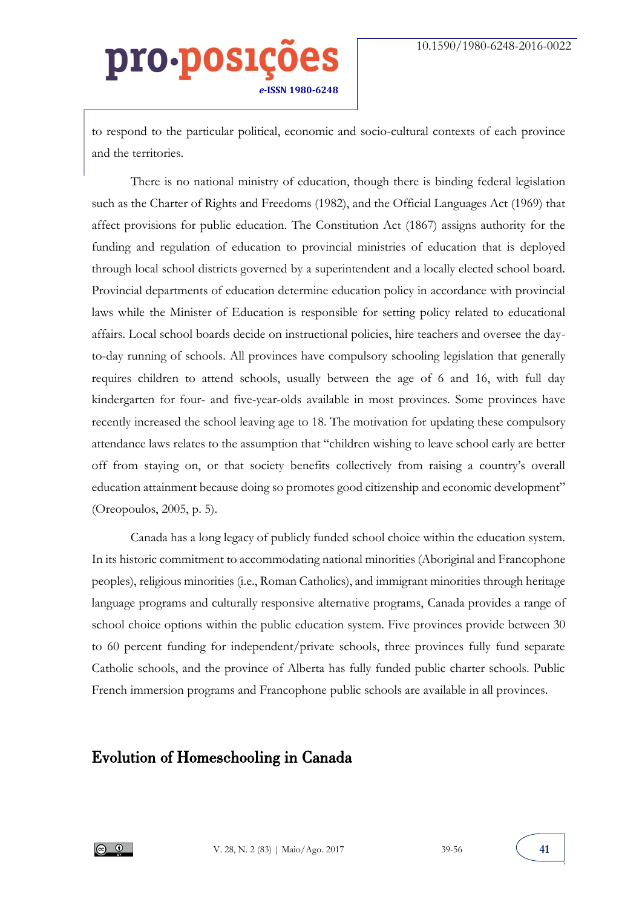to respond to the particular political, economic and socio-cultural contexts of each province and the territories.

There is no national ministry of education, though there is binding federal legislation such as the Charter of Rights and Freedoms (1982), and the Official Languages Act (1969) that affect provisions for public education. The Constitution Act (1867) assigns authority for the funding and regulation of education to provincial ministries of education that is deployed through local school districts governed by a superintendent and a locally elected school board. Provincial departments of education determine education policy in accordance with provincial laws while the Minister of Education is responsible for setting policy related to educational affairs. Local school boards decide on instructional policies, hire teachers and oversee the day-to-day running of schools. All provinces have compulsory schooling legislation that generally requires children to attend schools, usually between the age of 6 and 16, with full day kindergarten for four- and five-year-olds available in most provinces. Some provinces have recently increased the school leaving age to 18. The motivation for updating these compulsory attendance laws relates to the assumption that "children wishing to leave school early are better off from staying on, or that society benefits collectively from raising a country's overall education attainment because doing so promotes good citizenship and economic development" (Oreopoulos, 2005, p. 5).

Canada has a long legacy of publicly funded school choice within the education system. In its historic commitment to accommodating national minorities (Aboriginal and Francophone peoples), religious minorities (i.e., Roman Catholics), and immigrant minorities through heritage language programs and culturally responsive alternative programs, Canada provides a range of school choice options within the public education system. Five provinces provide between 30 to 60 percent funding for independent/private schools, three provinces fully fund separate Catholic schools, and the province of Alberta has fully funded public charter schools. Public French immersion programs and Francophone public schools are available in all provinces.

## Evolution of Homeschooling in Canada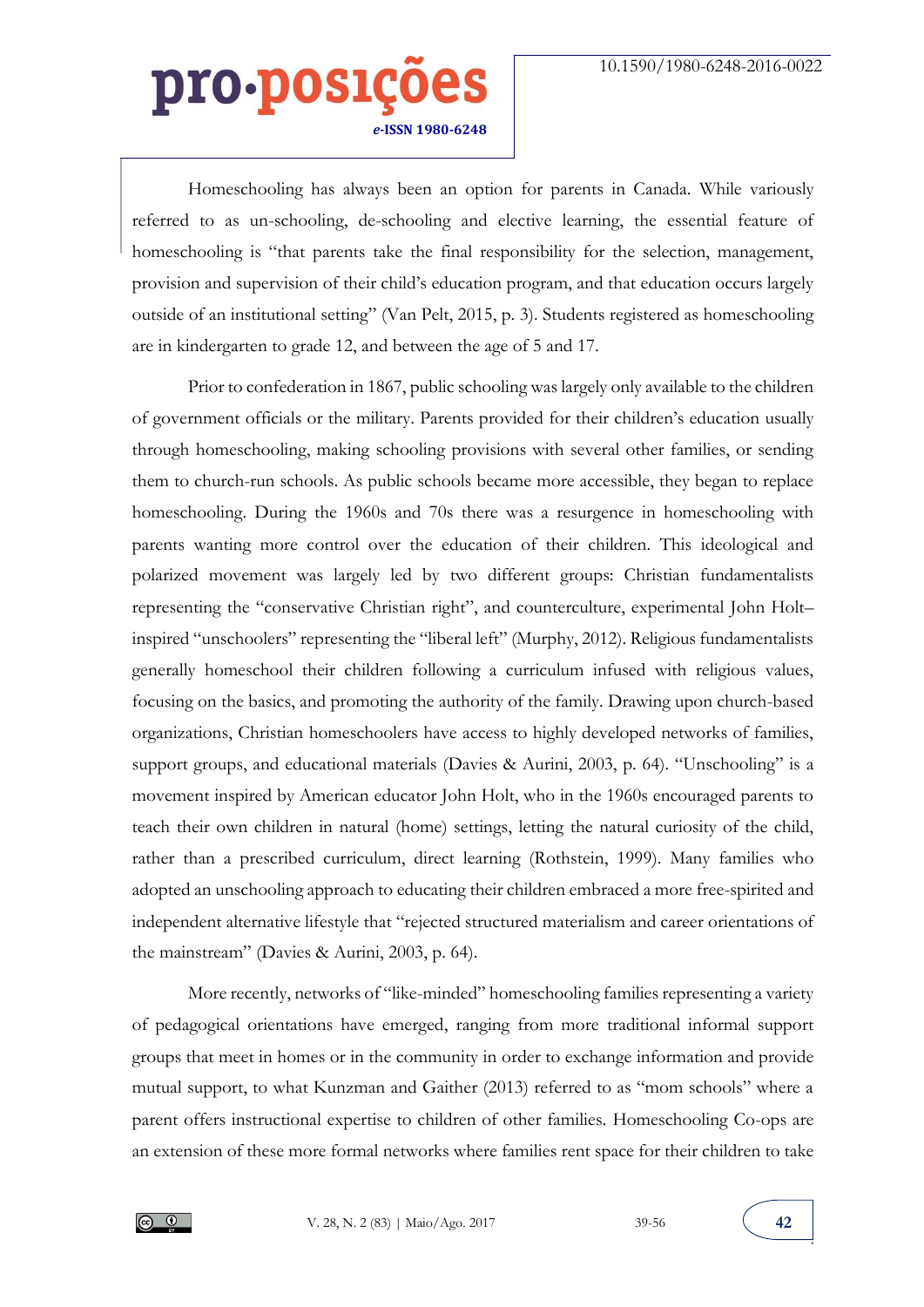Homeschooling has always been an option for parents in Canada. While variously referred to as un-schooling, de-schooling and elective learning, the essential feature of homeschooling is "that parents take the final responsibility for the selection, management, provision and supervision of their child's education program, and that education occurs largely outside of an institutional setting" (Van Pelt, 2015, p. 3). Students registered as homeschooling are in kindergarten to grade 12, and between the age of 5 and 17.

Prior to confederation in 1867, public schooling was largely only available to the children of government officials or the military. Parents provided for their children's education usually through homeschooling, making schooling provisions with several other families, or sending them to church-run schools. As public schools became more accessible, they began to replace homeschooling. During the 1960s and 70s there was a resurgence in homeschooling with parents wanting more control over the education of their children. This ideological and polarized movement was largely led by two different groups: Christian fundamentalists representing the "conservative Christian right", and counterculture, experimental John Holt–inspired "unschoolers" representing the "liberal left" (Murphy, 2012). Religious fundamentalists generally homeschool their children following a curriculum infused with religious values, focusing on the basics, and promoting the authority of the family. Drawing upon church-based organizations, Christian homeschoolers have access to highly developed networks of families, support groups, and educational materials (Davies & Aurini, 2003, p. 64). "Unschooling" is a movement inspired by American educator John Holt, who in the 1960s encouraged parents to teach their own children in natural (home) settings, letting the natural curiosity of the child, rather than a prescribed curriculum, direct learning (Rothstein, 1999). Many families who adopted an unschooling approach to educating their children embraced a more free-spirited and independent alternative lifestyle that "rejected structured materialism and career orientations of the mainstream" (Davies & Aurini, 2003, p. 64).

More recently, networks of "like-minded" homeschooling families representing a variety of pedagogical orientations have emerged, ranging from more traditional informal support groups that meet in homes or in the community in order to exchange information and provide mutual support, to what Kunzman and Gaither (2013) referred to as "mom schools" where a parent offers instructional expertise to children of other families. Homeschooling Co-ops are an extension of these more formal networks where families rent space for their children to take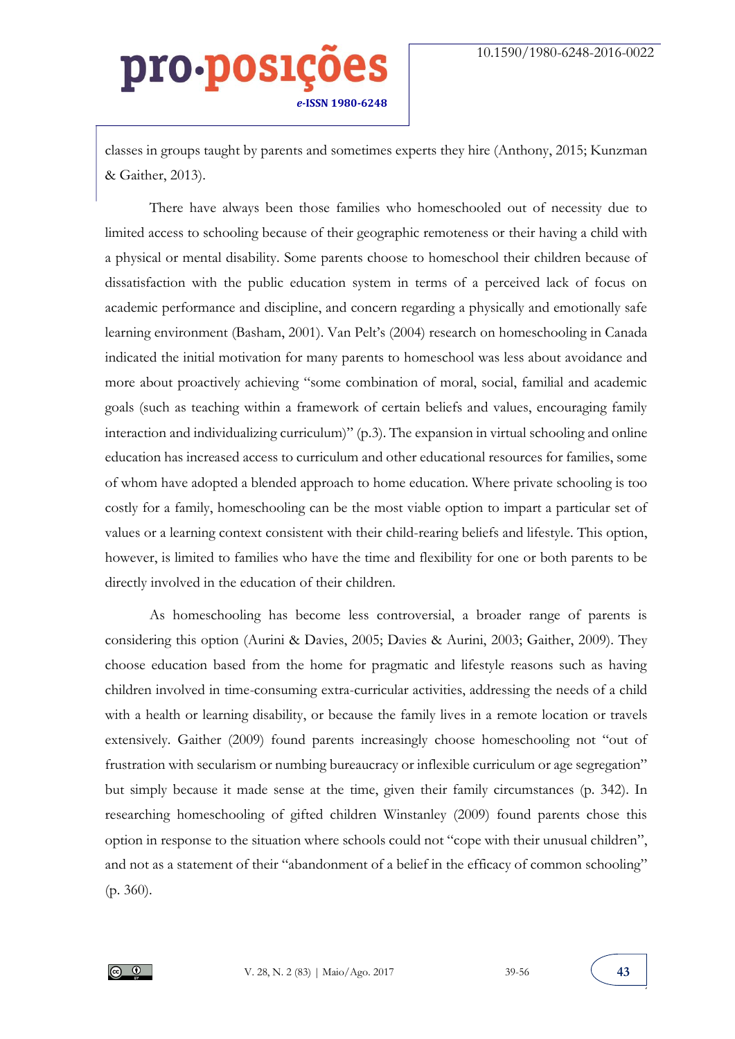classes in groups taught by parents and sometimes experts they hire (Anthony, 2015; Kunzman & Gaither, 2013).

There have always been those families who homeschooled out of necessity due to limited access to schooling because of their geographic remoteness or their having a child with a physical or mental disability. Some parents choose to homeschool their children because of dissatisfaction with the public education system in terms of a perceived lack of focus on academic performance and discipline, and concern regarding a physically and emotionally safe learning environment (Basham, 2001). Van Pelt's (2004) research on homeschooling in Canada indicated the initial motivation for many parents to homeschool was less about avoidance and more about proactively achieving "some combination of moral, social, familial and academic goals (such as teaching within a framework of certain beliefs and values, encouraging family interaction and individualizing curriculum)" (p.3). The expansion in virtual schooling and online education has increased access to curriculum and other educational resources for families, some of whom have adopted a blended approach to home education. Where private schooling is too costly for a family, homeschooling can be the most viable option to impart a particular set of values or a learning context consistent with their child-rearing beliefs and lifestyle. This option, however, is limited to families who have the time and flexibility for one or both parents to be directly involved in the education of their children.

As homeschooling has become less controversial, a broader range of parents is considering this option (Aurini & Davies, 2005; Davies & Aurini, 2003; Gaither, 2009). They choose education based from the home for pragmatic and lifestyle reasons such as having children involved in time-consuming extra-curricular activities, addressing the needs of a child with a health or learning disability, or because the family lives in a remote location or travels extensively. Gaither (2009) found parents increasingly choose homeschooling not "out of frustration with secularism or numbing bureaucracy or inflexible curriculum or age segregation" but simply because it made sense at the time, given their family circumstances (p. 342). In researching homeschooling of gifted children Winstanley (2009) found parents chose this option in response to the situation where schools could not "cope with their unusual children", and not as a statement of their "abandonment of a belief in the efficacy of common schooling" (p. 360).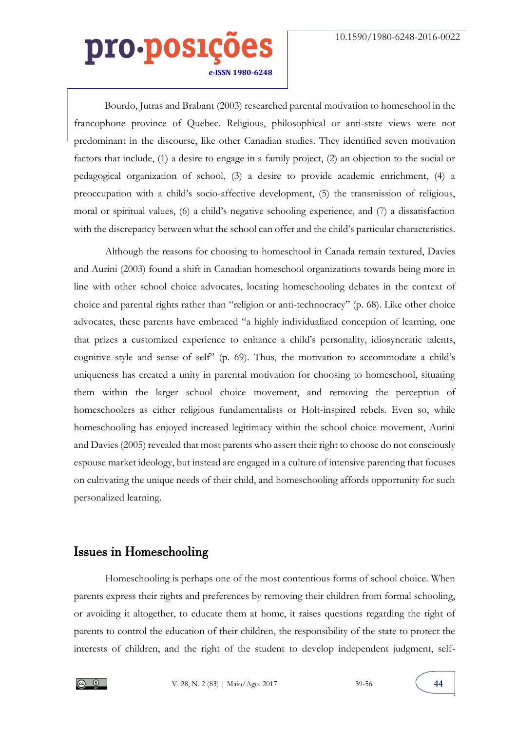Bourdo, Jutras and Brabant (2003) researched parental motivation to homeschool in the francophone province of Quebec. Religious, philosophical or anti-state views were not predominant in the discourse, like other Canadian studies. They identified seven motivation factors that include, (1) a desire to engage in a family project, (2) an objection to the social or pedagogical organization of school, (3) a desire to provide academic enrichment, (4) a preoccupation with a child's socio-affective development, (5) the transmission of religious, moral or spiritual values, (6) a child's negative schooling experience, and (7) a dissatisfaction with the discrepancy between what the school can offer and the child's particular characteristics.

Although the reasons for choosing to homeschool in Canada remain textured, Davies and Aurini (2003) found a shift in Canadian homeschool organizations towards being more in line with other school choice advocates, locating homeschooling debates in the context of choice and parental rights rather than "religion or anti-technocracy" (p. 68). Like other choice advocates, these parents have embraced "a highly individualized conception of learning, one that prizes a customized experience to enhance a child's personality, idiosyncratic talents, cognitive style and sense of self" (p. 69). Thus, the motivation to accommodate a child's uniqueness has created a unity in parental motivation for choosing to homeschool, situating them within the larger school choice movement, and removing the perception of homeschoolers as either religious fundamentalists or Holt-inspired rebels. Even so, while homeschooling has enjoyed increased legitimacy within the school choice movement, Aurini and Davies (2005) revealed that most parents who assert their right to choose do not consciously espouse market ideology, but instead are engaged in a culture of intensive parenting that focuses on cultivating the unique needs of their child, and homeschooling affords opportunity for such personalized learning.

## Issues in Homeschooling

Homeschooling is perhaps one of the most contentious forms of school choice. When parents express their rights and preferences by removing their children from formal schooling, or avoiding it altogether, to educate them at home, it raises questions regarding the right of parents to control the education of their children, the responsibility of the state to protect the interests of children, and the right of the student to develop independent judgment, self-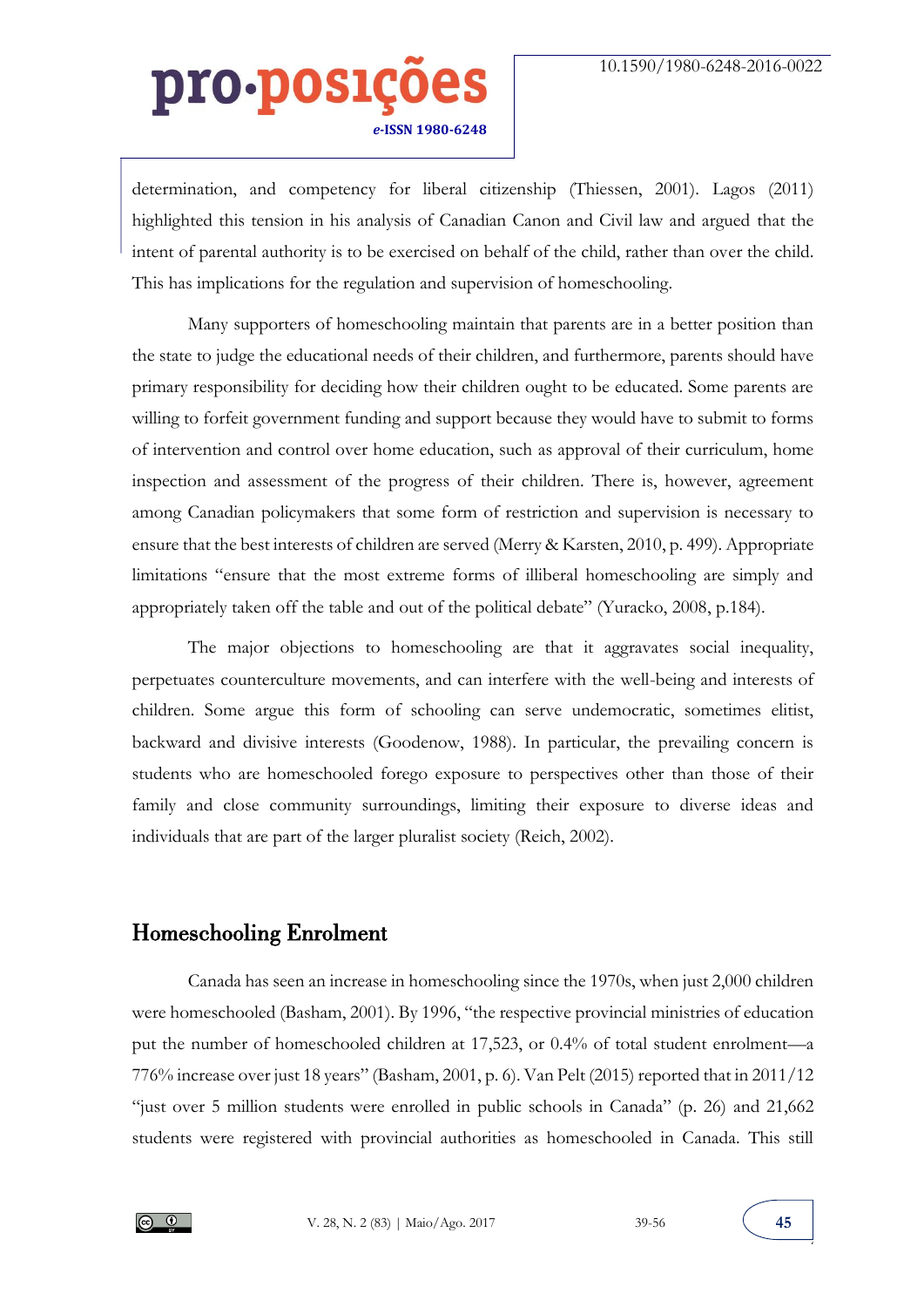determination, and competency for liberal citizenship (Thiessen, 2001). Lagos (2011) highlighted this tension in his analysis of Canadian Canon and Civil law and argued that the intent of parental authority is to be exercised on behalf of the child, rather than over the child. This has implications for the regulation and supervision of homeschooling.

Many supporters of homeschooling maintain that parents are in a better position than the state to judge the educational needs of their children, and furthermore, parents should have primary responsibility for deciding how their children ought to be educated. Some parents are willing to forfeit government funding and support because they would have to submit to forms of intervention and control over home education, such as approval of their curriculum, home inspection and assessment of the progress of their children. There is, however, agreement among Canadian policymakers that some form of restriction and supervision is necessary to ensure that the best interests of children are served (Merry & Karsten, 2010, p. 499). Appropriate limitations "ensure that the most extreme forms of illiberal homeschooling are simply and appropriately taken off the table and out of the political debate" (Yuracko, 2008, p.184).

The major objections to homeschooling are that it aggravates social inequality, perpetuates counterculture movements, and can interfere with the well-being and interests of children. Some argue this form of schooling can serve undemocratic, sometimes elitist, backward and divisive interests (Goodenow, 1988). In particular, the prevailing concern is students who are homeschooled forego exposure to perspectives other than those of their family and close community surroundings, limiting their exposure to diverse ideas and individuals that are part of the larger pluralist society (Reich, 2002).

## Homeschooling Enrolment

Canada has seen an increase in homeschooling since the 1970s, when just 2,000 children were homeschooled (Basham, 2001). By 1996, "the respective provincial ministries of education put the number of homeschooled children at 17,523, or 0.4% of total student enrolment—a 776% increase over just 18 years" (Basham, 2001, p. 6). Van Pelt (2015) reported that in 2011/12 "just over 5 million students were enrolled in public schools in Canada" (p. 26) and 21,662 students were registered with provincial authorities as homeschooled in Canada. This still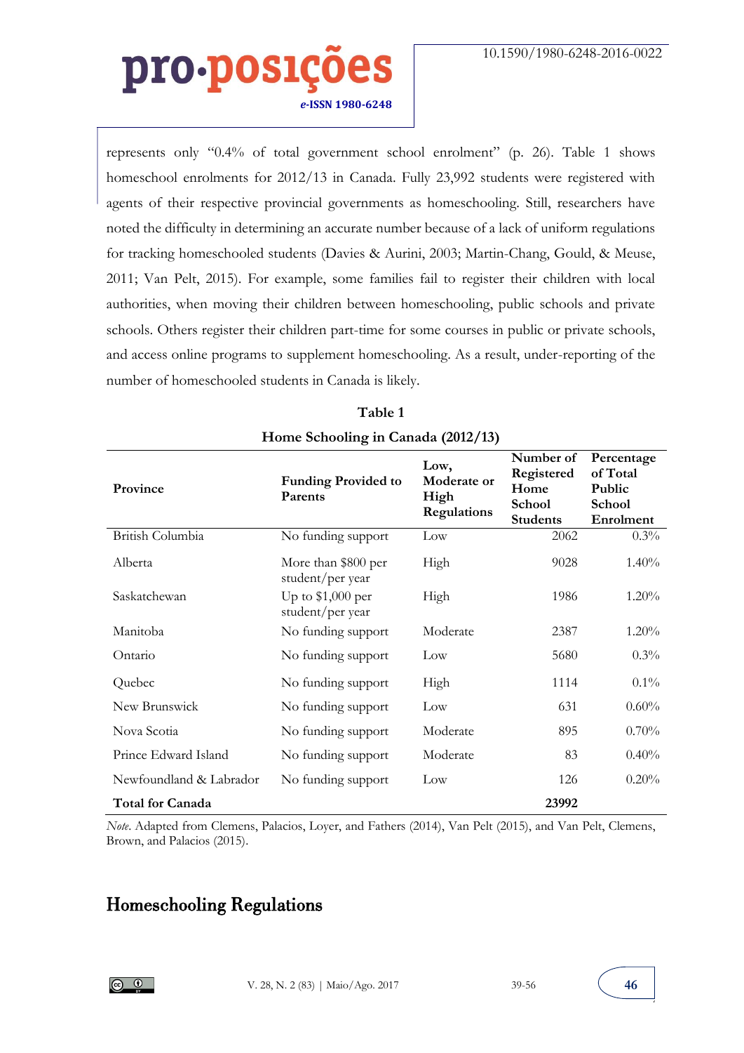represents only "0.4% of total government school enrolment" (p. 26). Table 1 shows homeschool enrolments for 2012/13 in Canada. Fully 23,992 students were registered with agents of their respective provincial governments as homeschooling. Still, researchers have noted the difficulty in determining an accurate number because of a lack of uniform regulations for tracking homeschooled students (Davies & Aurini, 2003; Martin-Chang, Gould, & Meuse, 2011; Van Pelt, 2015). For example, some families fail to register their children with local authorities, when moving their children between homeschooling, public schools and private schools. Others register their children part-time for some courses in public or private schools, and access online programs to supplement homeschooling. As a result, under-reporting of the number of homeschooled students in Canada is likely.

**Table 1**

**Home Schooling in Canada (2012/13)**

| Province | Funding Provided to Parents | Low, Moderate or High Regulations | Number of Registered Home School Students | Percentage of Total Public School Enrolment |
|---|---|---|---|---|
| British Columbia | No funding support | Low | 2062 | 0.3% |
| Alberta | More than $800 per student/per year | High | 9028 | 1.40% |
| Saskatchewan | Up to $1,000 per student/per year | High | 1986 | 1.20% |
| Manitoba | No funding support | Moderate | 2387 | 1.20% |
| Ontario | No funding support | Low | 5680 | 0.3% |
| Quebec | No funding support | High | 1114 | 0.1% |
| New Brunswick | No funding support | Low | 631 | 0.60% |
| Nova Scotia | No funding support | Moderate | 895 | 0.70% |
| Prince Edward Island | No funding support | Moderate | 83 | 0.40% |
| Newfoundland & Labrador | No funding support | Low | 126 | 0.20% |
| **Total for Canada** | | | **23992** | |

*Note*. Adapted from Clemens, Palacios, Loyer, and Fathers (2014), Van Pelt (2015), and Van Pelt, Clemens, Brown, and Palacios (2015).

## Homeschooling Regulations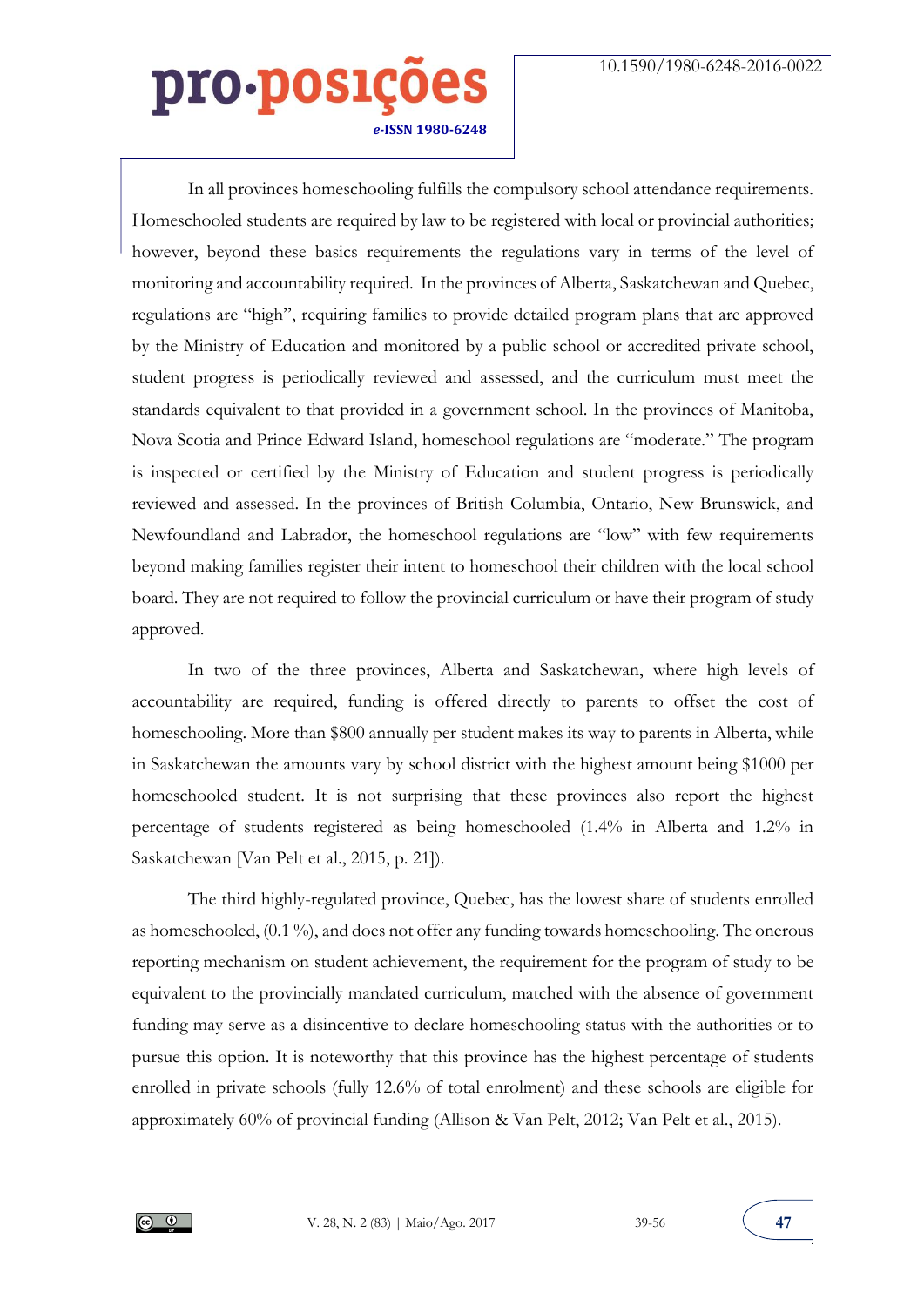In all provinces homeschooling fulfills the compulsory school attendance requirements. Homeschooled students are required by law to be registered with local or provincial authorities; however, beyond these basics requirements the regulations vary in terms of the level of monitoring and accountability required. In the provinces of Alberta, Saskatchewan and Quebec, regulations are "high", requiring families to provide detailed program plans that are approved by the Ministry of Education and monitored by a public school or accredited private school, student progress is periodically reviewed and assessed, and the curriculum must meet the standards equivalent to that provided in a government school. In the provinces of Manitoba, Nova Scotia and Prince Edward Island, homeschool regulations are "moderate." The program is inspected or certified by the Ministry of Education and student progress is periodically reviewed and assessed. In the provinces of British Columbia, Ontario, New Brunswick, and Newfoundland and Labrador, the homeschool regulations are "low" with few requirements beyond making families register their intent to homeschool their children with the local school board. They are not required to follow the provincial curriculum or have their program of study approved.

In two of the three provinces, Alberta and Saskatchewan, where high levels of accountability are required, funding is offered directly to parents to offset the cost of homeschooling. More than $800 annually per student makes its way to parents in Alberta, while in Saskatchewan the amounts vary by school district with the highest amount being $1000 per homeschooled student. It is not surprising that these provinces also report the highest percentage of students registered as being homeschooled (1.4% in Alberta and 1.2% in Saskatchewan [Van Pelt et al., 2015, p. 21]).

The third highly-regulated province, Quebec, has the lowest share of students enrolled as homeschooled, (0.1 %), and does not offer any funding towards homeschooling. The onerous reporting mechanism on student achievement, the requirement for the program of study to be equivalent to the provincially mandated curriculum, matched with the absence of government funding may serve as a disincentive to declare homeschooling status with the authorities or to pursue this option. It is noteworthy that this province has the highest percentage of students enrolled in private schools (fully 12.6% of total enrolment) and these schools are eligible for approximately 60% of provincial funding (Allison & Van Pelt, 2012; Van Pelt et al., 2015).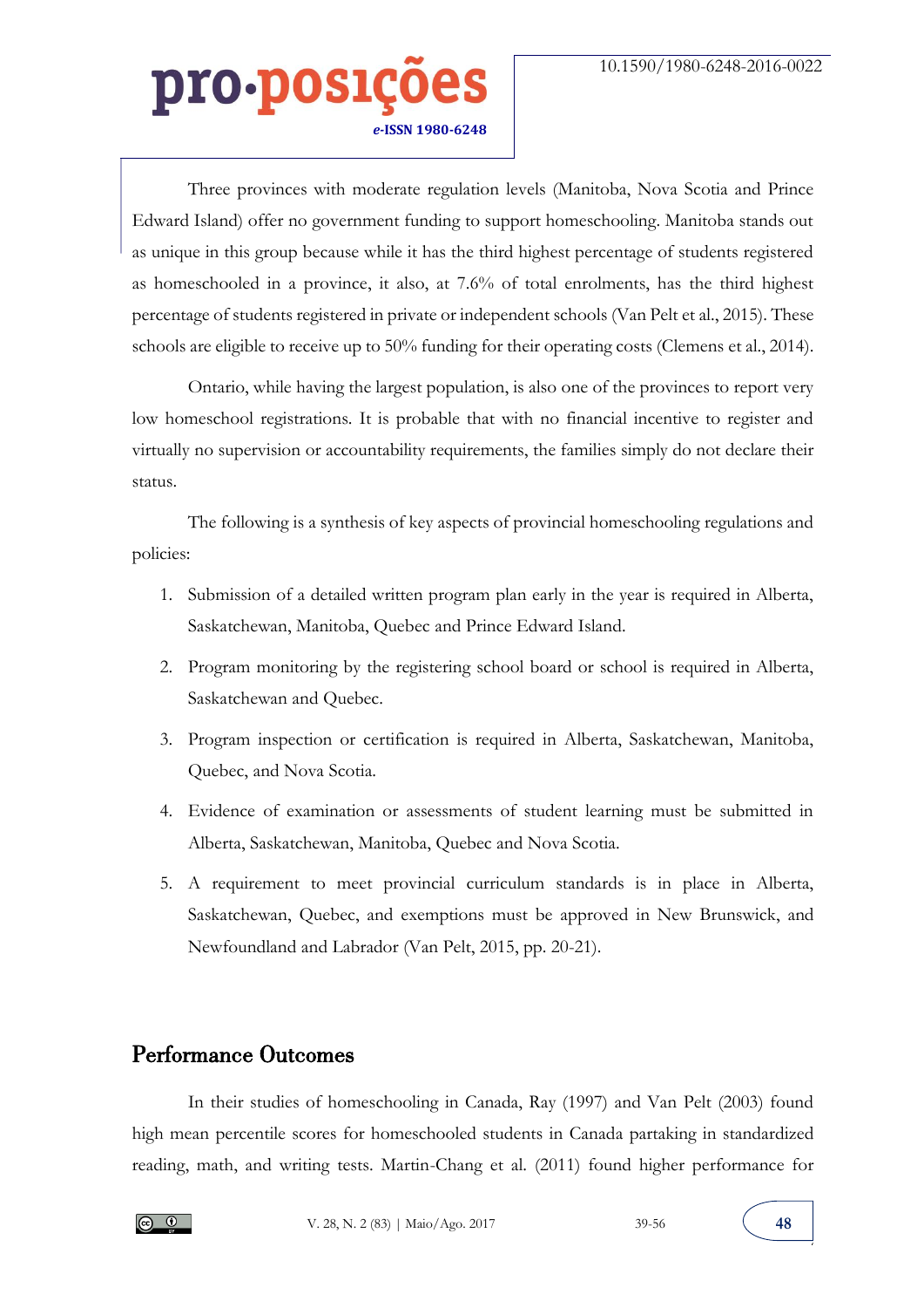Three provinces with moderate regulation levels (Manitoba, Nova Scotia and Prince Edward Island) offer no government funding to support homeschooling. Manitoba stands out as unique in this group because while it has the third highest percentage of students registered as homeschooled in a province, it also, at 7.6% of total enrolments, has the third highest percentage of students registered in private or independent schools (Van Pelt et al., 2015). These schools are eligible to receive up to 50% funding for their operating costs (Clemens et al., 2014).

Ontario, while having the largest population, is also one of the provinces to report very low homeschool registrations. It is probable that with no financial incentive to register and virtually no supervision or accountability requirements, the families simply do not declare their status.

The following is a synthesis of key aspects of provincial homeschooling regulations and policies:

1. Submission of a detailed written program plan early in the year is required in Alberta, Saskatchewan, Manitoba, Quebec and Prince Edward Island.
2. Program monitoring by the registering school board or school is required in Alberta, Saskatchewan and Quebec.
3. Program inspection or certification is required in Alberta, Saskatchewan, Manitoba, Quebec, and Nova Scotia.
4. Evidence of examination or assessments of student learning must be submitted in Alberta, Saskatchewan, Manitoba, Quebec and Nova Scotia.
5. A requirement to meet provincial curriculum standards is in place in Alberta, Saskatchewan, Quebec, and exemptions must be approved in New Brunswick, and Newfoundland and Labrador (Van Pelt, 2015, pp. 20-21).

## Performance Outcomes

In their studies of homeschooling in Canada, Ray (1997) and Van Pelt (2003) found high mean percentile scores for homeschooled students in Canada partaking in standardized reading, math, and writing tests. Martin-Chang et al. (2011) found higher performance for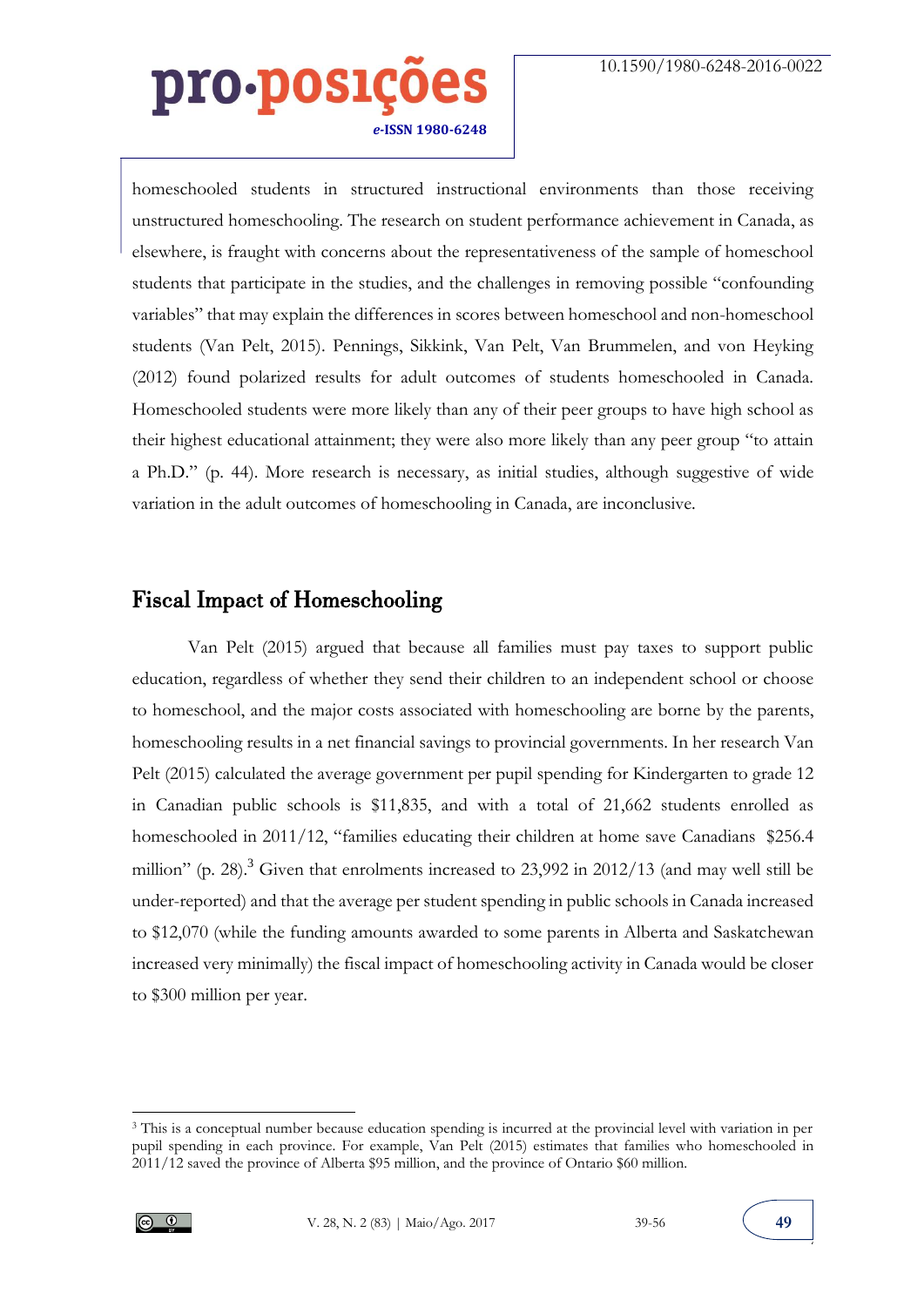homeschooled students in structured instructional environments than those receiving unstructured homeschooling. The research on student performance achievement in Canada, as elsewhere, is fraught with concerns about the representativeness of the sample of homeschool students that participate in the studies, and the challenges in removing possible "confounding variables" that may explain the differences in scores between homeschool and non-homeschool students (Van Pelt, 2015). Pennings, Sikkink, Van Pelt, Van Brummelen, and von Heyking (2012) found polarized results for adult outcomes of students homeschooled in Canada. Homeschooled students were more likely than any of their peer groups to have high school as their highest educational attainment; they were also more likely than any peer group "to attain a Ph.D." (p. 44). More research is necessary, as initial studies, although suggestive of wide variation in the adult outcomes of homeschooling in Canada, are inconclusive.

## Fiscal Impact of Homeschooling

Van Pelt (2015) argued that because all families must pay taxes to support public education, regardless of whether they send their children to an independent school or choose to homeschool, and the major costs associated with homeschooling are borne by the parents, homeschooling results in a net financial savings to provincial governments. In her research Van Pelt (2015) calculated the average government per pupil spending for Kindergarten to grade 12 in Canadian public schools is $11,835, and with a total of 21,662 students enrolled as homeschooled in 2011/12, "families educating their children at home save Canadians $256.4 million" (p. 28).[3] Given that enrolments increased to 23,992 in 2012/13 (and may well still be under-reported) and that the average per student spending in public schools in Canada increased to $12,070 (while the funding amounts awarded to some parents in Alberta and Saskatchewan increased very minimally) the fiscal impact of homeschooling activity in Canada would be closer to $300 million per year.

---

[3] This is a conceptual number because education spending is incurred at the provincial level with variation in per pupil spending in each province. For example, Van Pelt (2015) estimates that families who homeschooled in 2011/12 saved the province of Alberta $95 million, and the province of Ontario $60 million.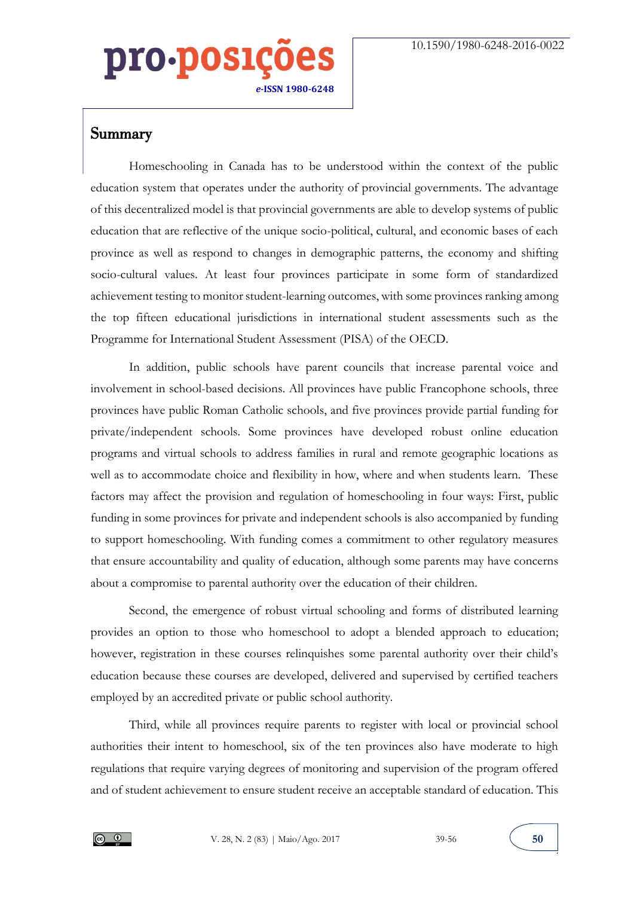## Summary

Homeschooling in Canada has to be understood within the context of the public education system that operates under the authority of provincial governments. The advantage of this decentralized model is that provincial governments are able to develop systems of public education that are reflective of the unique socio-political, cultural, and economic bases of each province as well as respond to changes in demographic patterns, the economy and shifting socio-cultural values. At least four provinces participate in some form of standardized achievement testing to monitor student-learning outcomes, with some provinces ranking among the top fifteen educational jurisdictions in international student assessments such as the Programme for International Student Assessment (PISA) of the OECD.

In addition, public schools have parent councils that increase parental voice and involvement in school-based decisions. All provinces have public Francophone schools, three provinces have public Roman Catholic schools, and five provinces provide partial funding for private/independent schools. Some provinces have developed robust online education programs and virtual schools to address families in rural and remote geographic locations as well as to accommodate choice and flexibility in how, where and when students learn. These factors may affect the provision and regulation of homeschooling in four ways: First, public funding in some provinces for private and independent schools is also accompanied by funding to support homeschooling. With funding comes a commitment to other regulatory measures that ensure accountability and quality of education, although some parents may have concerns about a compromise to parental authority over the education of their children.

Second, the emergence of robust virtual schooling and forms of distributed learning provides an option to those who homeschool to adopt a blended approach to education; however, registration in these courses relinquishes some parental authority over their child's education because these courses are developed, delivered and supervised by certified teachers employed by an accredited private or public school authority.

Third, while all provinces require parents to register with local or provincial school authorities their intent to homeschool, six of the ten provinces also have moderate to high regulations that require varying degrees of monitoring and supervision of the program offered and of student achievement to ensure student receive an acceptable standard of education. This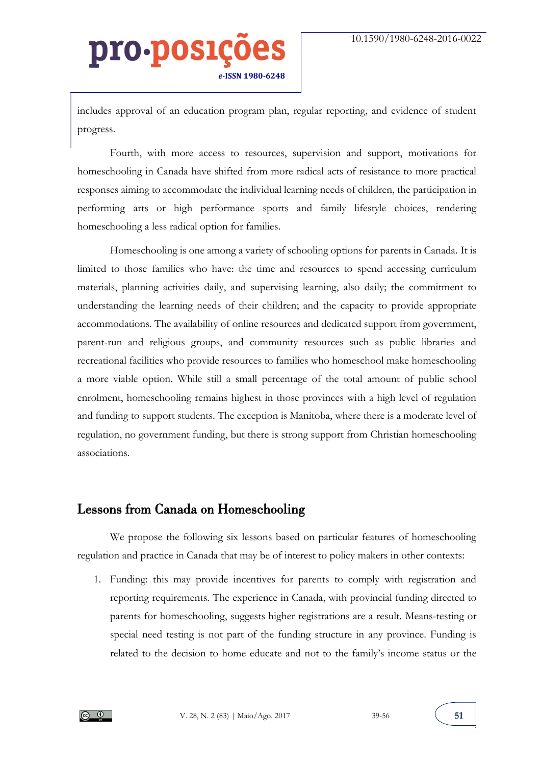includes approval of an education program plan, regular reporting, and evidence of student progress.

Fourth, with more access to resources, supervision and support, motivations for homeschooling in Canada have shifted from more radical acts of resistance to more practical responses aiming to accommodate the individual learning needs of children, the participation in performing arts or high performance sports and family lifestyle choices, rendering homeschooling a less radical option for families.

Homeschooling is one among a variety of schooling options for parents in Canada. It is limited to those families who have: the time and resources to spend accessing curriculum materials, planning activities daily, and supervising learning, also daily; the commitment to understanding the learning needs of their children; and the capacity to provide appropriate accommodations. The availability of online resources and dedicated support from government, parent-run and religious groups, and community resources such as public libraries and recreational facilities who provide resources to families who homeschool make homeschooling a more viable option. While still a small percentage of the total amount of public school enrolment, homeschooling remains highest in those provinces with a high level of regulation and funding to support students. The exception is Manitoba, where there is a moderate level of regulation, no government funding, but there is strong support from Christian homeschooling associations.

## Lessons from Canada on Homeschooling

We propose the following six lessons based on particular features of homeschooling regulation and practice in Canada that may be of interest to policy makers in other contexts:

1. Funding: this may provide incentives for parents to comply with registration and reporting requirements. The experience in Canada, with provincial funding directed to parents for homeschooling, suggests higher registrations are a result. Means-testing or special need testing is not part of the funding structure in any province. Funding is related to the decision to home educate and not to the family's income status or the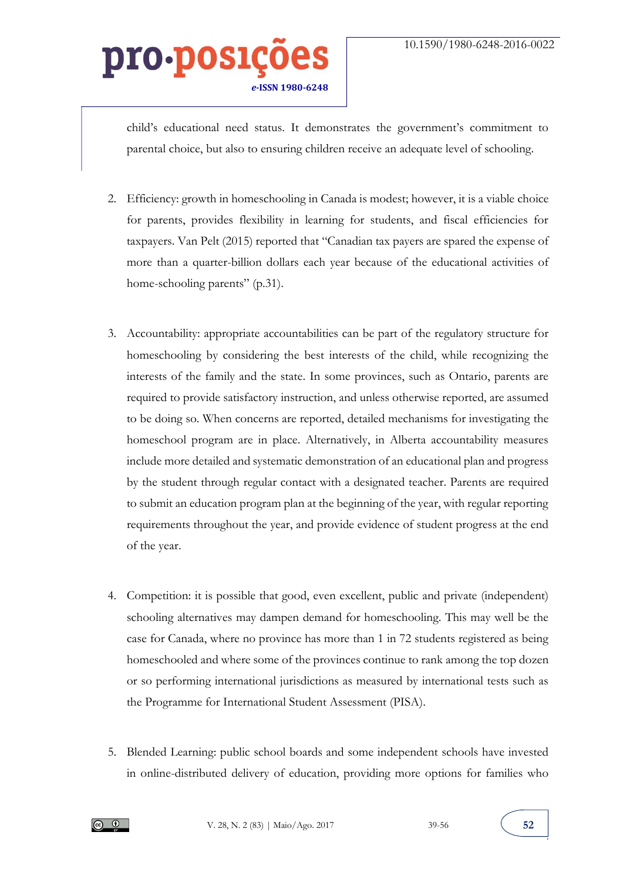child's educational need status. It demonstrates the government's commitment to parental choice, but also to ensuring children receive an adequate level of schooling.

2. Efficiency: growth in homeschooling in Canada is modest; however, it is a viable choice for parents, provides flexibility in learning for students, and fiscal efficiencies for taxpayers. Van Pelt (2015) reported that "Canadian tax payers are spared the expense of more than a quarter-billion dollars each year because of the educational activities of home-schooling parents" (p.31).

3. Accountability: appropriate accountabilities can be part of the regulatory structure for homeschooling by considering the best interests of the child, while recognizing the interests of the family and the state. In some provinces, such as Ontario, parents are required to provide satisfactory instruction, and unless otherwise reported, are assumed to be doing so. When concerns are reported, detailed mechanisms for investigating the homeschool program are in place. Alternatively, in Alberta accountability measures include more detailed and systematic demonstration of an educational plan and progress by the student through regular contact with a designated teacher. Parents are required to submit an education program plan at the beginning of the year, with regular reporting requirements throughout the year, and provide evidence of student progress at the end of the year.

4. Competition: it is possible that good, even excellent, public and private (independent) schooling alternatives may dampen demand for homeschooling. This may well be the case for Canada, where no province has more than 1 in 72 students registered as being homeschooled and where some of the provinces continue to rank among the top dozen or so performing international jurisdictions as measured by international tests such as the Programme for International Student Assessment (PISA).

5. Blended Learning: public school boards and some independent schools have invested in online-distributed delivery of education, providing more options for families who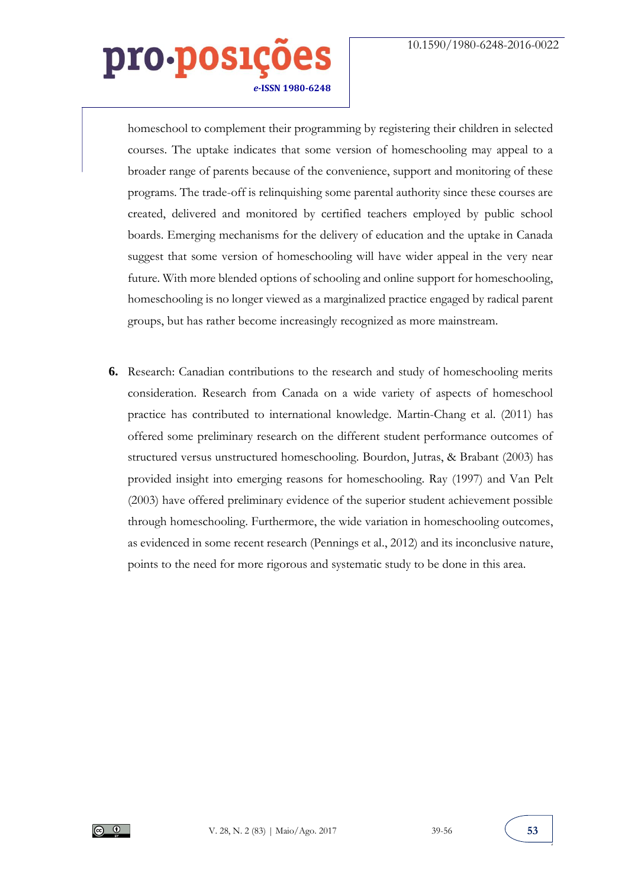homeschool to complement their programming by registering their children in selected courses. The uptake indicates that some version of homeschooling may appeal to a broader range of parents because of the convenience, support and monitoring of these programs. The trade-off is relinquishing some parental authority since these courses are created, delivered and monitored by certified teachers employed by public school boards. Emerging mechanisms for the delivery of education and the uptake in Canada suggest that some version of homeschooling will have wider appeal in the very near future. With more blended options of schooling and online support for homeschooling, homeschooling is no longer viewed as a marginalized practice engaged by radical parent groups, but has rather become increasingly recognized as more mainstream.

**6.** Research: Canadian contributions to the research and study of homeschooling merits consideration. Research from Canada on a wide variety of aspects of homeschool practice has contributed to international knowledge. Martin-Chang et al. (2011) has offered some preliminary research on the different student performance outcomes of structured versus unstructured homeschooling. Bourdon, Jutras, & Brabant (2003) has provided insight into emerging reasons for homeschooling. Ray (1997) and Van Pelt (2003) have offered preliminary evidence of the superior student achievement possible through homeschooling. Furthermore, the wide variation in homeschooling outcomes, as evidenced in some recent research (Pennings et al., 2012) and its inconclusive nature, points to the need for more rigorous and systematic study to be done in this area.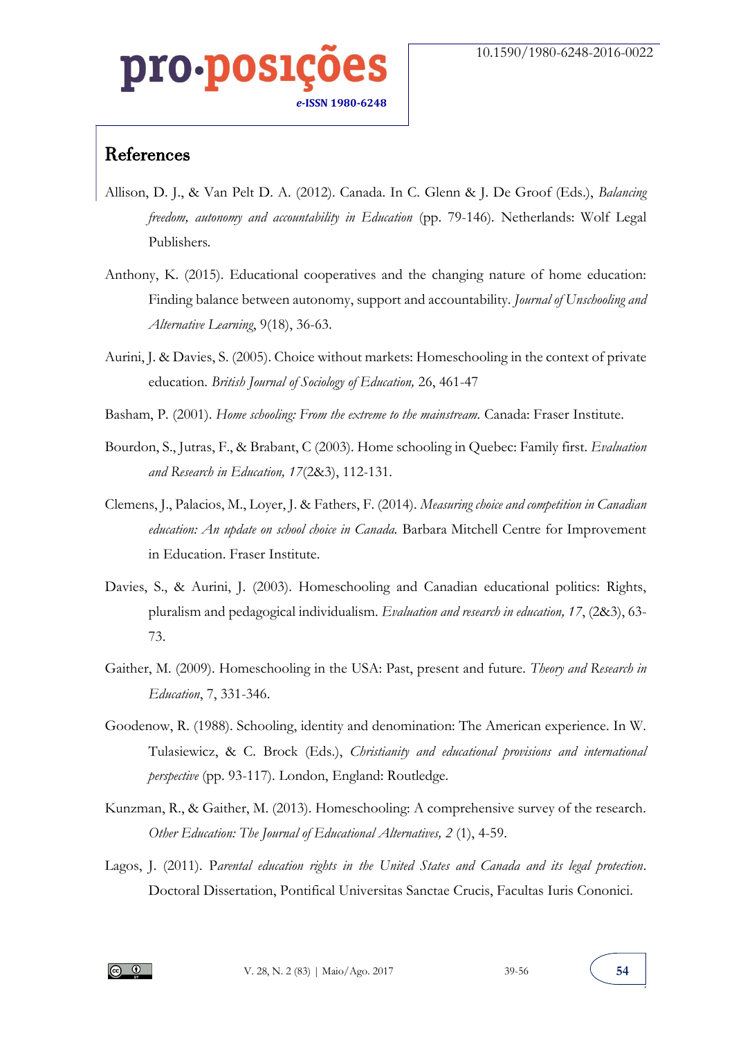## References

Allison, D. J., & Van Pelt D. A. (2012). Canada. In C. Glenn & J. De Groof (Eds.), *Balancing freedom, autonomy and accountability in Education* (pp. 79-146). Netherlands: Wolf Legal Publishers.

Anthony, K. (2015). Educational cooperatives and the changing nature of home education: Finding balance between autonomy, support and accountability. *Journal of Unschooling and Alternative Learning*, 9(18), 36-63.

Aurini, J. & Davies, S. (2005). Choice without markets: Homeschooling in the context of private education. *British Journal of Sociology of Education,* 26, 461-47

Basham, P. (2001). *Home schooling: From the extreme to the mainstream.* Canada: Fraser Institute.

Bourdon, S., Jutras, F., & Brabant, C (2003). Home schooling in Quebec: Family first. *Evaluation and Research in Education, 17*(2&3), 112-131.

Clemens, J., Palacios, M., Loyer, J. & Fathers, F. (2014). *Measuring choice and competition in Canadian education: An update on school choice in Canada.* Barbara Mitchell Centre for Improvement in Education. Fraser Institute.

Davies, S., & Aurini, J. (2003). Homeschooling and Canadian educational politics: Rights, pluralism and pedagogical individualism. *Evaluation and research in education, 17*, (2&3), 63-73.

Gaither, M. (2009). Homeschooling in the USA: Past, present and future. *Theory and Research in Education*, 7, 331-346.

Goodenow, R. (1988). Schooling, identity and denomination: The American experience. In W. Tulasiewicz, & C. Brock (Eds.), *Christianity and educational provisions and international perspective* (pp. 93-117). London, England: Routledge.

Kunzman, R., & Gaither, M. (2013). Homeschooling: A comprehensive survey of the research. *Other Education: The Journal of Educational Alternatives, 2* (1), 4-59.

Lagos, J. (2011). P*arental education rights in the United States and Canada and its legal protection*. Doctoral Dissertation, Pontifical Universitas Sanctae Crucis, Facultas Iuris Cononici.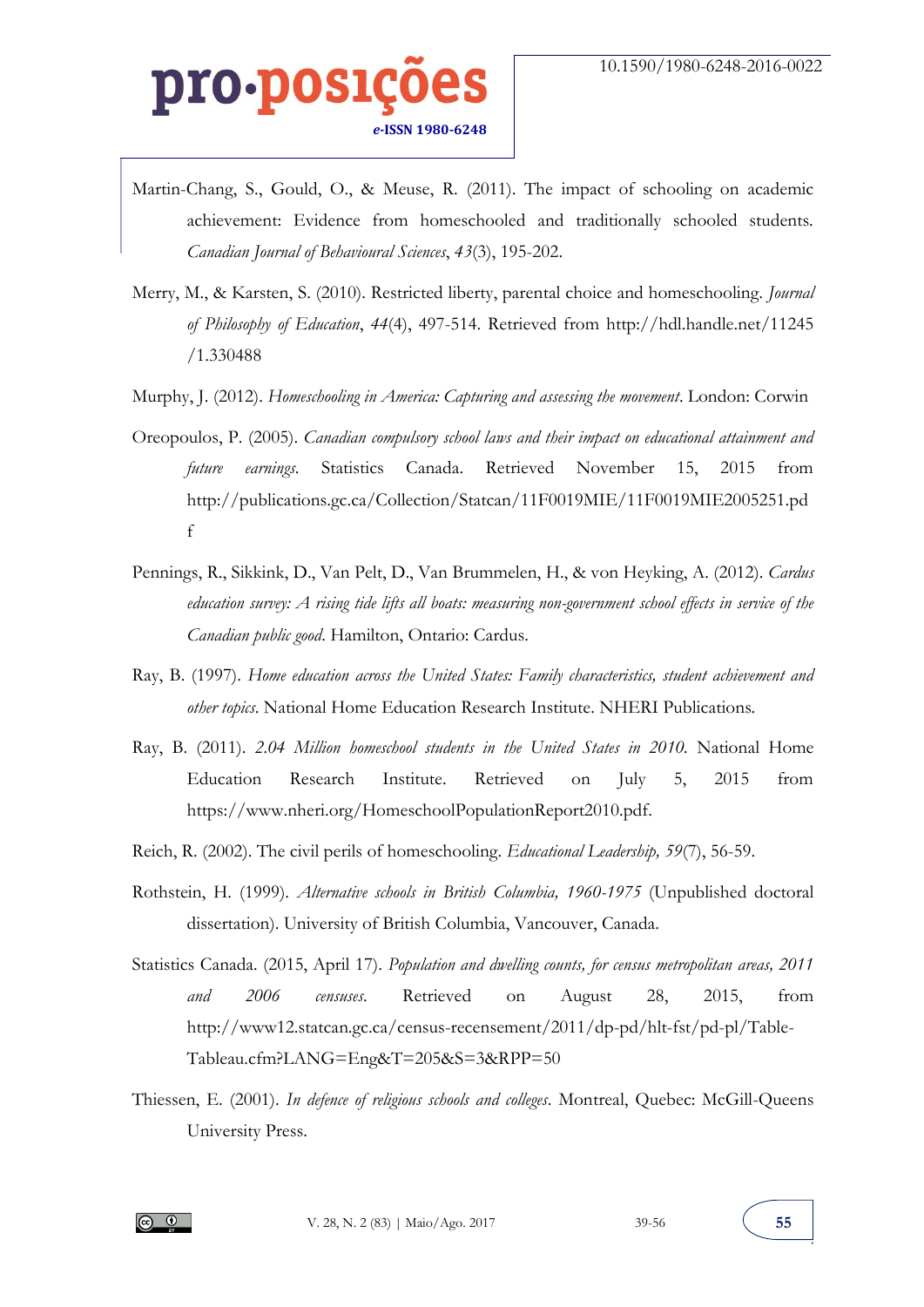Martin-Chang, S., Gould, O., & Meuse, R. (2011). The impact of schooling on academic achievement: Evidence from homeschooled and traditionally schooled students. *Canadian Journal of Behavioural Sciences*, *43*(3), 195-202.

Merry, M., & Karsten, S. (2010). Restricted liberty, parental choice and homeschooling. *Journal of Philosophy of Education*, *44*(4), 497-514. Retrieved from http://hdl.handle.net/11245/1.330488

Murphy, J. (2012). *Homeschooling in America: Capturing and assessing the movement*. London: Corwin

Oreopoulos, P. (2005). *Canadian compulsory school laws and their impact on educational attainment and future earnings*. Statistics Canada. Retrieved November 15, 2015 from http://publications.gc.ca/Collection/Statcan/11F0019MIE/11F0019MIE2005251.pdf

Pennings, R., Sikkink, D., Van Pelt, D., Van Brummelen, H., & von Heyking, A. (2012). *Cardus education survey: A rising tide lifts all boats: measuring non-government school effects in service of the Canadian public good*. Hamilton, Ontario: Cardus.

Ray, B. (1997). *Home education across the United States: Family characteristics, student achievement and other topics*. National Home Education Research Institute. NHERI Publications.

Ray, B. (2011). *2.04 Million homeschool students in the United States in 2010*. National Home Education Research Institute. Retrieved on July 5, 2015 from https://www.nheri.org/HomeschoolPopulationReport2010.pdf.

Reich, R. (2002). The civil perils of homeschooling. *Educational Leadership, 59*(7), 56-59.

Rothstein, H. (1999). *Alternative schools in British Columbia, 1960-1975* (Unpublished doctoral dissertation). University of British Columbia, Vancouver, Canada.

Statistics Canada. (2015, April 17). *Population and dwelling counts, for census metropolitan areas, 2011 and 2006 censuses*. Retrieved on August 28, 2015, from http://www12.statcan.gc.ca/census-recensement/2011/dp-pd/hlt-fst/pd-pl/Table-Tableau.cfm?LANG=Eng&T=205&S=3&RPP=50

Thiessen, E. (2001). *In defence of religious schools and colleges*. Montreal, Quebec: McGill-Queens University Press.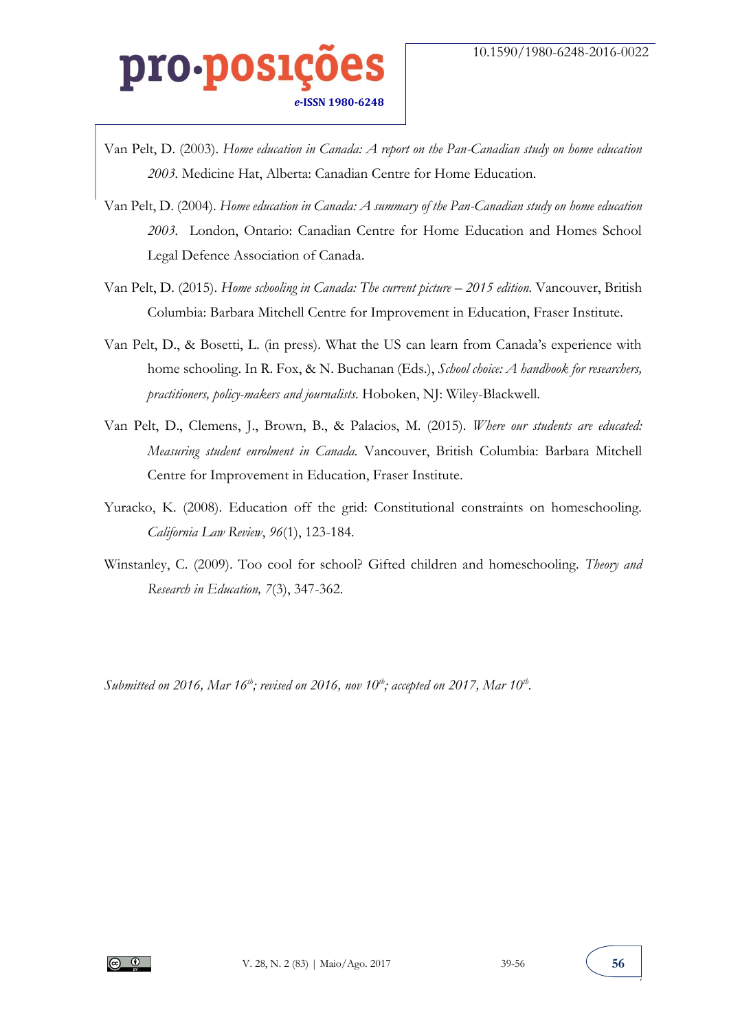Van Pelt, D. (2003). *Home education in Canada: A report on the Pan-Canadian study on home education 2003.* Medicine Hat, Alberta: Canadian Centre for Home Education.

Van Pelt, D. (2004). *Home education in Canada: A summary of the Pan-Canadian study on home education 2003.* London, Ontario: Canadian Centre for Home Education and Homes School Legal Defence Association of Canada.

Van Pelt, D. (2015). *Home schooling in Canada: The current picture – 2015 edition.* Vancouver, British Columbia: Barbara Mitchell Centre for Improvement in Education, Fraser Institute.

Van Pelt, D., & Bosetti, L. (in press). What the US can learn from Canada's experience with home schooling. In R. Fox, & N. Buchanan (Eds.), *School choice: A handbook for researchers, practitioners, policy-makers and journalists.* Hoboken, NJ: Wiley-Blackwell.

Van Pelt, D., Clemens, J., Brown, B., & Palacios, M. (2015). *Where our students are educated: Measuring student enrolment in Canada.* Vancouver, British Columbia: Barbara Mitchell Centre for Improvement in Education, Fraser Institute.

Yuracko, K. (2008). Education off the grid: Constitutional constraints on homeschooling. *California Law Review*, *96*(1), 123-184.

Winstanley, C. (2009). Too cool for school? Gifted children and homeschooling. *Theory and Research in Education, 7*(3), 347-362.

*Submitted on 2016, Mar 16th; revised on 2016, nov 10th; accepted on 2017, Mar 10th.*